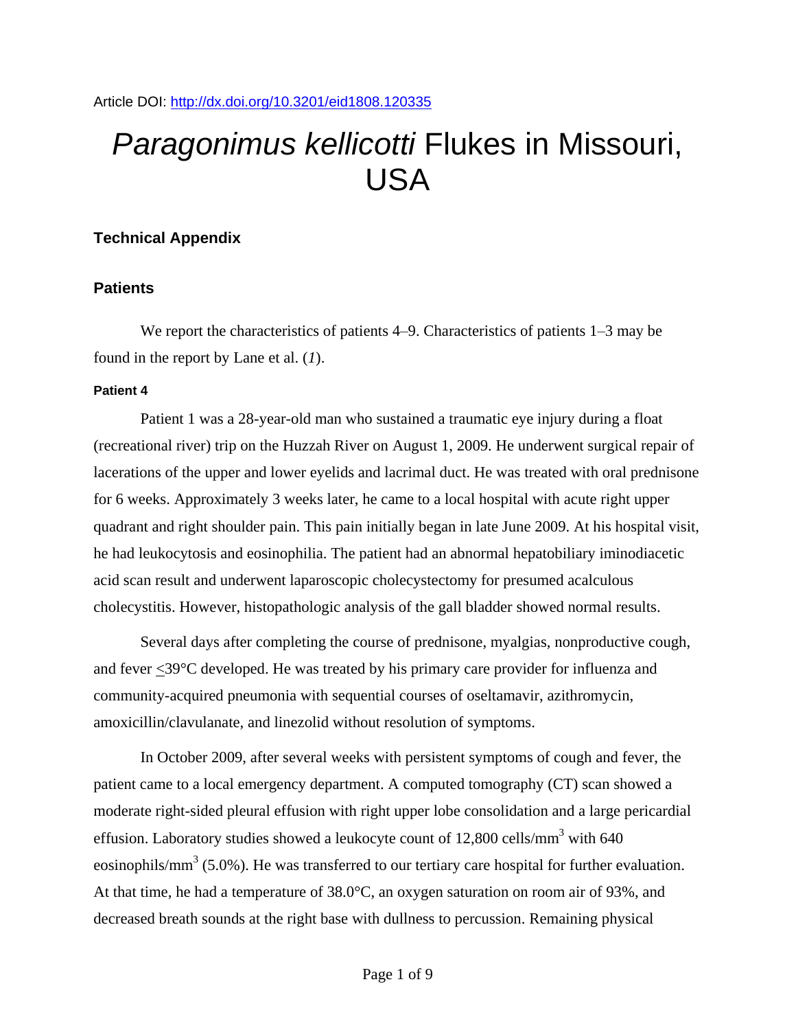Article DOI: http://dx.doi.org/10.3201/eid1808.120335

# *Paragonimus kellicotti* Flukes in Missouri, USA

## Technical Appendix

## Patients

We report the characteristics of patients 4–9. Characteristics of patients 1–3 may be found in the report by Lane et al. (*1*).

#### Patient 4

Patient 1 was a 28-year-old man who sustained a traumatic eye injury during a float (recreational river) trip on the Huzzah River on August 1, 2009. He underwent surgical repair of lacerations of the upper and lower eyelids and lacrimal duct. He was treated with oral prednisone for 6 weeks. Approximately 3 weeks later, he came to a local hospital with acute right upper quadrant and right shoulder pain. This pain initially began in late June 2009. At his hospital visit, he had leukocytosis and eosinophilia. The patient had an abnormal hepatobiliary iminodiacetic acid scan result and underwent laparoscopic cholecystectomy for presumed acalculous cholecystitis. However, histopathologic analysis of the gall bladder showed normal results.

Several days after completing the course of prednisone, myalgias, nonproductive cough, and fever ≤39°C developed. He was treated by his primary care provider for influenza and community-acquired pneumonia with sequential courses of oseltamavir, azithromycin, amoxicillin/clavulanate, and linezolid without resolution of symptoms.

In October 2009, after several weeks with persistent symptoms of cough and fever, the patient came to a local emergency department. A computed tomography (CT) scan showed a moderate right-sided pleural effusion with right upper lobe consolidation and a large pericardial effusion. Laboratory studies showed a leukocyte count of 12,800 cells/mm$^3$ with 640 eosinophils/mm$^3$ (5.0%). He was transferred to our tertiary care hospital for further evaluation. At that time, he had a temperature of 38.0°C, an oxygen saturation on room air of 93%, and decreased breath sounds at the right base with dullness to percussion. Remaining physical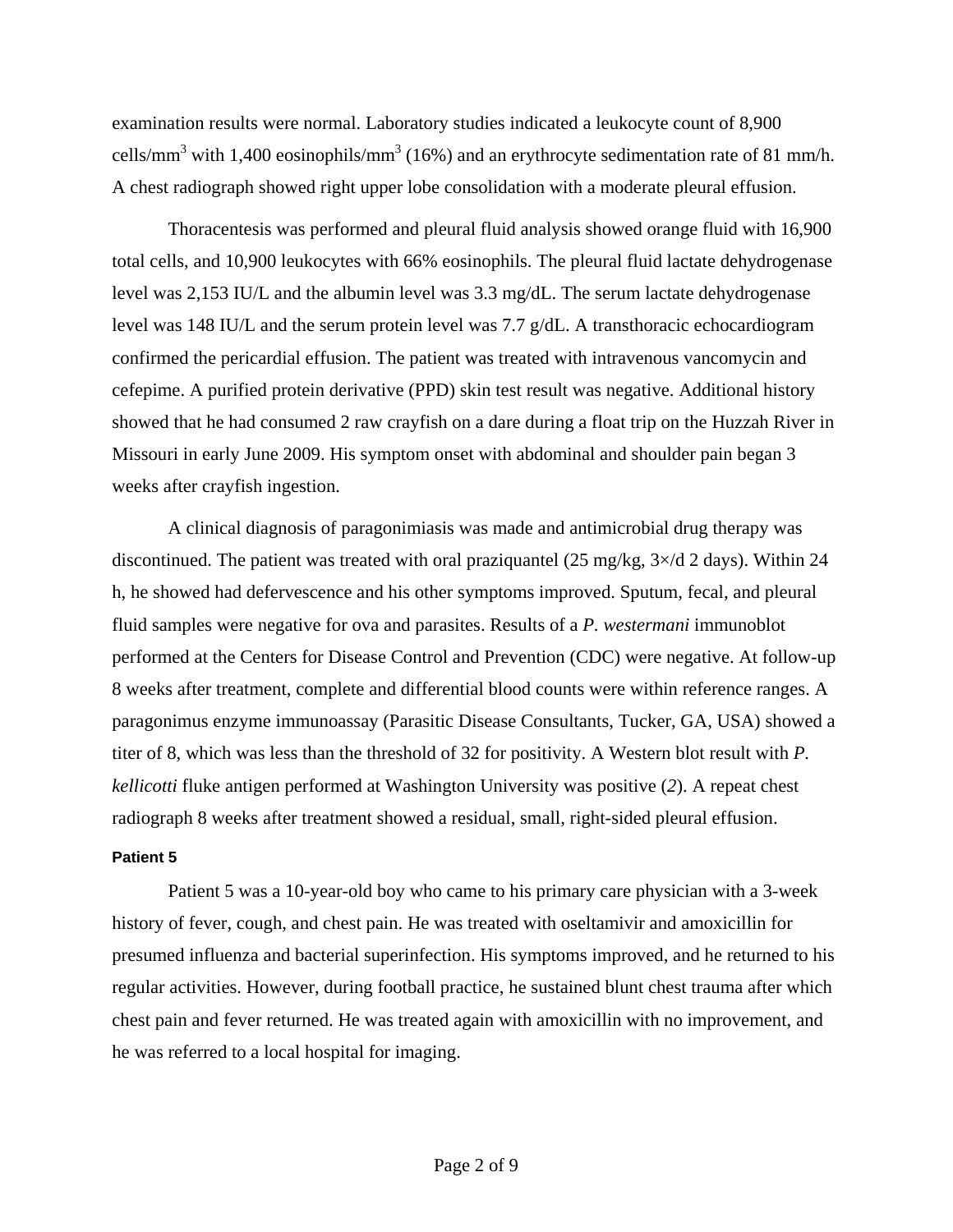examination results were normal. Laboratory studies indicated a leukocyte count of 8,900 cells/mm$^3$ with 1,400 eosinophils/mm$^3$ (16%) and an erythrocyte sedimentation rate of 81 mm/h. A chest radiograph showed right upper lobe consolidation with a moderate pleural effusion.

Thoracentesis was performed and pleural fluid analysis showed orange fluid with 16,900 total cells, and 10,900 leukocytes with 66% eosinophils. The pleural fluid lactate dehydrogenase level was 2,153 IU/L and the albumin level was 3.3 mg/dL. The serum lactate dehydrogenase level was 148 IU/L and the serum protein level was 7.7 g/dL. A transthoracic echocardiogram confirmed the pericardial effusion. The patient was treated with intravenous vancomycin and cefepime. A purified protein derivative (PPD) skin test result was negative. Additional history showed that he had consumed 2 raw crayfish on a dare during a float trip on the Huzzah River in Missouri in early June 2009. His symptom onset with abdominal and shoulder pain began 3 weeks after crayfish ingestion.

A clinical diagnosis of paragonimiasis was made and antimicrobial drug therapy was discontinued. The patient was treated with oral praziquantel (25 mg/kg, 3×/d 2 days). Within 24 h, he showed had defervescence and his other symptoms improved. Sputum, fecal, and pleural fluid samples were negative for ova and parasites. Results of a *P. westermani* immunoblot performed at the Centers for Disease Control and Prevention (CDC) were negative. At follow-up 8 weeks after treatment, complete and differential blood counts were within reference ranges. A paragonimus enzyme immunoassay (Parasitic Disease Consultants, Tucker, GA, USA) showed a titer of 8, which was less than the threshold of 32 for positivity. A Western blot result with *P. kellicotti* fluke antigen performed at Washington University was positive (*2*). A repeat chest radiograph 8 weeks after treatment showed a residual, small, right-sided pleural effusion.

**Patient 5**

Patient 5 was a 10-year-old boy who came to his primary care physician with a 3-week history of fever, cough, and chest pain. He was treated with oseltamivir and amoxicillin for presumed influenza and bacterial superinfection. His symptoms improved, and he returned to his regular activities. However, during football practice, he sustained blunt chest trauma after which chest pain and fever returned. He was treated again with amoxicillin with no improvement, and he was referred to a local hospital for imaging.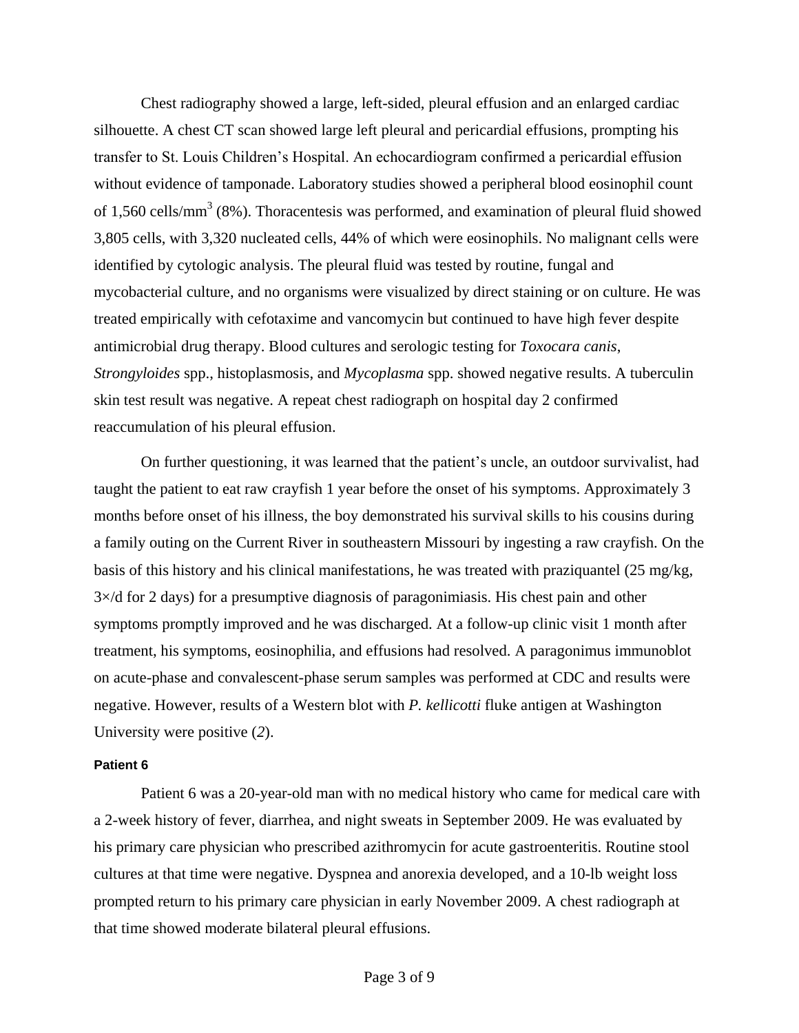Chest radiography showed a large, left-sided, pleural effusion and an enlarged cardiac silhouette. A chest CT scan showed large left pleural and pericardial effusions, prompting his transfer to St. Louis Children's Hospital. An echocardiogram confirmed a pericardial effusion without evidence of tamponade. Laboratory studies showed a peripheral blood eosinophil count of 1,560 cells/mm$^3$ (8%). Thoracentesis was performed, and examination of pleural fluid showed 3,805 cells, with 3,320 nucleated cells, 44% of which were eosinophils. No malignant cells were identified by cytologic analysis. The pleural fluid was tested by routine, fungal and mycobacterial culture, and no organisms were visualized by direct staining or on culture. He was treated empirically with cefotaxime and vancomycin but continued to have high fever despite antimicrobial drug therapy. Blood cultures and serologic testing for *Toxocara canis*, *Strongyloides* spp., histoplasmosis, and *Mycoplasma* spp. showed negative results. A tuberculin skin test result was negative. A repeat chest radiograph on hospital day 2 confirmed reaccumulation of his pleural effusion.

On further questioning, it was learned that the patient's uncle, an outdoor survivalist, had taught the patient to eat raw crayfish 1 year before the onset of his symptoms. Approximately 3 months before onset of his illness, the boy demonstrated his survival skills to his cousins during a family outing on the Current River in southeastern Missouri by ingesting a raw crayfish. On the basis of this history and his clinical manifestations, he was treated with praziquantel (25 mg/kg, 3×/d for 2 days) for a presumptive diagnosis of paragonimiasis. His chest pain and other symptoms promptly improved and he was discharged. At a follow-up clinic visit 1 month after treatment, his symptoms, eosinophilia, and effusions had resolved. A paragonimus immunoblot on acute-phase and convalescent-phase serum samples was performed at CDC and results were negative. However, results of a Western blot with *P. kellicotti* fluke antigen at Washington University were positive (*2*).

#### Patient 6

Patient 6 was a 20-year-old man with no medical history who came for medical care with a 2-week history of fever, diarrhea, and night sweats in September 2009. He was evaluated by his primary care physician who prescribed azithromycin for acute gastroenteritis. Routine stool cultures at that time were negative. Dyspnea and anorexia developed, and a 10-lb weight loss prompted return to his primary care physician in early November 2009. A chest radiograph at that time showed moderate bilateral pleural effusions.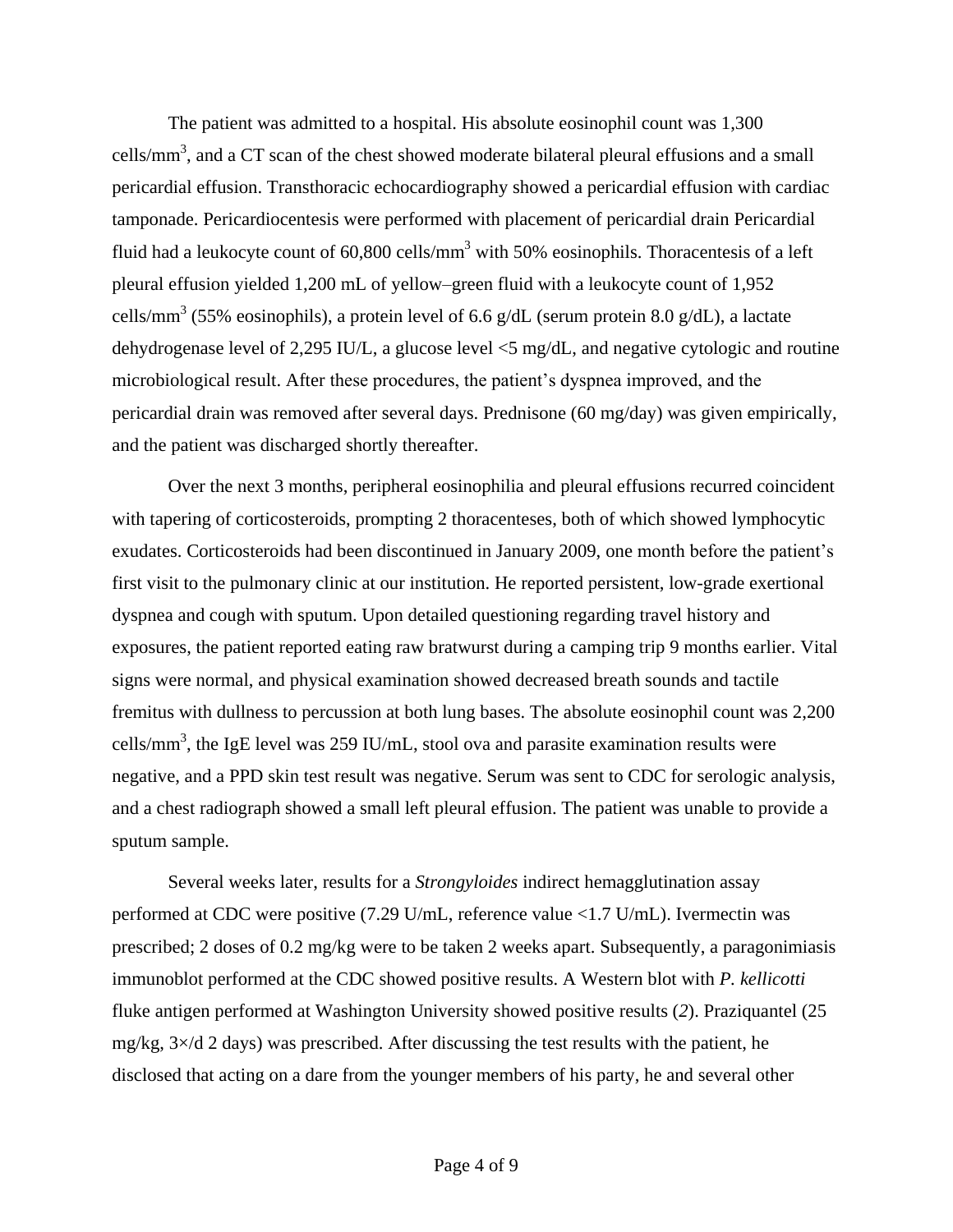The patient was admitted to a hospital. His absolute eosinophil count was 1,300 cells/mm$^3$, and a CT scan of the chest showed moderate bilateral pleural effusions and a small pericardial effusion. Transthoracic echocardiography showed a pericardial effusion with cardiac tamponade. Pericardiocentesis were performed with placement of pericardial drain Pericardial fluid had a leukocyte count of 60,800 cells/mm$^3$ with 50% eosinophils. Thoracentesis of a left pleural effusion yielded 1,200 mL of yellow–green fluid with a leukocyte count of 1,952 cells/mm$^3$ (55% eosinophils), a protein level of 6.6 g/dL (serum protein 8.0 g/dL), a lactate dehydrogenase level of 2,295 IU/L, a glucose level <5 mg/dL, and negative cytologic and routine microbiological result. After these procedures, the patient's dyspnea improved, and the pericardial drain was removed after several days. Prednisone (60 mg/day) was given empirically, and the patient was discharged shortly thereafter.

Over the next 3 months, peripheral eosinophilia and pleural effusions recurred coincident with tapering of corticosteroids, prompting 2 thoracenteses, both of which showed lymphocytic exudates. Corticosteroids had been discontinued in January 2009, one month before the patient's first visit to the pulmonary clinic at our institution. He reported persistent, low-grade exertional dyspnea and cough with sputum. Upon detailed questioning regarding travel history and exposures, the patient reported eating raw bratwurst during a camping trip 9 months earlier. Vital signs were normal, and physical examination showed decreased breath sounds and tactile fremitus with dullness to percussion at both lung bases. The absolute eosinophil count was 2,200 cells/mm$^3$, the IgE level was 259 IU/mL, stool ova and parasite examination results were negative, and a PPD skin test result was negative. Serum was sent to CDC for serologic analysis, and a chest radiograph showed a small left pleural effusion. The patient was unable to provide a sputum sample.

Several weeks later, results for a *Strongyloides* indirect hemagglutination assay performed at CDC were positive (7.29 U/mL, reference value <1.7 U/mL). Ivermectin was prescribed; 2 doses of 0.2 mg/kg were to be taken 2 weeks apart. Subsequently, a paragonimiasis immunoblot performed at the CDC showed positive results. A Western blot with *P. kellicotti* fluke antigen performed at Washington University showed positive results (*2*). Praziquantel (25 mg/kg, 3×/d 2 days) was prescribed. After discussing the test results with the patient, he disclosed that acting on a dare from the younger members of his party, he and several other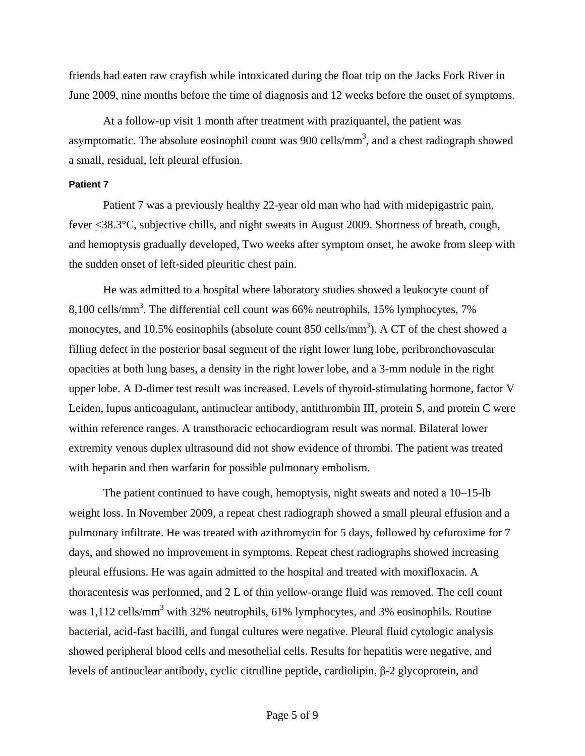friends had eaten raw crayfish while intoxicated during the float trip on the Jacks Fork River in June 2009, nine months before the time of diagnosis and 12 weeks before the onset of symptoms.

At a follow-up visit 1 month after treatment with praziquantel, the patient was asymptomatic. The absolute eosinophil count was 900 cells/mm$^3$, and a chest radiograph showed a small, residual, left pleural effusion.

#### Patient 7

Patient 7 was a previously healthy 22-year old man who had with midepigastric pain, fever ≤38.3°C, subjective chills, and night sweats in August 2009. Shortness of breath, cough, and hemoptysis gradually developed, Two weeks after symptom onset, he awoke from sleep with the sudden onset of left-sided pleuritic chest pain.

He was admitted to a hospital where laboratory studies showed a leukocyte count of 8,100 cells/mm$^3$. The differential cell count was 66% neutrophils, 15% lymphocytes, 7% monocytes, and 10.5% eosinophils (absolute count 850 cells/mm$^3$). A CT of the chest showed a filling defect in the posterior basal segment of the right lower lung lobe, peribronchovascular opacities at both lung bases, a density in the right lower lobe, and a 3-mm nodule in the right upper lobe. A D-dimer test result was increased. Levels of thyroid-stimulating hormone, factor V Leiden, lupus anticoagulant, antinuclear antibody, antithrombin III, protein S, and protein C were within reference ranges. A transthoracic echocardiogram result was normal. Bilateral lower extremity venous duplex ultrasound did not show evidence of thrombi. The patient was treated with heparin and then warfarin for possible pulmonary embolism.

The patient continued to have cough, hemoptysis, night sweats and noted a 10–15-lb weight loss. In November 2009, a repeat chest radiograph showed a small pleural effusion and a pulmonary infiltrate. He was treated with azithromycin for 5 days, followed by cefuroxime for 7 days, and showed no improvement in symptoms. Repeat chest radiographs showed increasing pleural effusions. He was again admitted to the hospital and treated with moxifloxacin. A thoracentesis was performed, and 2 L of thin yellow-orange fluid was removed. The cell count was 1,112 cells/mm$^3$ with 32% neutrophils, 61% lymphocytes, and 3% eosinophils. Routine bacterial, acid-fast bacilli, and fungal cultures were negative. Pleural fluid cytologic analysis showed peripheral blood cells and mesothelial cells. Results for hepatitis were negative, and levels of antinuclear antibody, cyclic citrulline peptide, cardiolipin, β-2 glycoprotein, and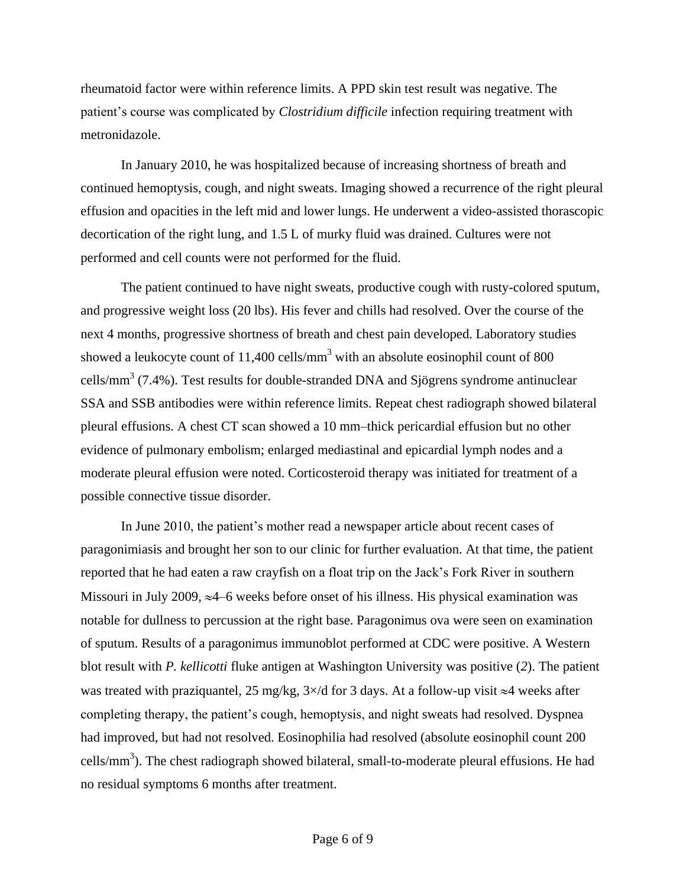rheumatoid factor were within reference limits. A PPD skin test result was negative. The patient's course was complicated by *Clostridium difficile* infection requiring treatment with metronidazole.

In January 2010, he was hospitalized because of increasing shortness of breath and continued hemoptysis, cough, and night sweats. Imaging showed a recurrence of the right pleural effusion and opacities in the left mid and lower lungs. He underwent a video-assisted thorascopic decortication of the right lung, and 1.5 L of murky fluid was drained. Cultures were not performed and cell counts were not performed for the fluid.

The patient continued to have night sweats, productive cough with rusty-colored sputum, and progressive weight loss (20 lbs). His fever and chills had resolved. Over the course of the next 4 months, progressive shortness of breath and chest pain developed. Laboratory studies showed a leukocyte count of 11,400 cells/$mm^3$ with an absolute eosinophil count of 800 cells/$mm^3$ (7.4%). Test results for double-stranded DNA and Sjögrens syndrome antinuclear SSA and SSB antibodies were within reference limits. Repeat chest radiograph showed bilateral pleural effusions. A chest CT scan showed a 10 mm–thick pericardial effusion but no other evidence of pulmonary embolism; enlarged mediastinal and epicardial lymph nodes and a moderate pleural effusion were noted. Corticosteroid therapy was initiated for treatment of a possible connective tissue disorder.

In June 2010, the patient's mother read a newspaper article about recent cases of paragonimiasis and brought her son to our clinic for further evaluation. At that time, the patient reported that he had eaten a raw crayfish on a float trip on the Jack's Fork River in southern Missouri in July 2009, ≈4–6 weeks before onset of his illness. His physical examination was notable for dullness to percussion at the right base. Paragonimus ova were seen on examination of sputum. Results of a paragonimus immunoblot performed at CDC were positive. A Western blot result with *P. kellicotti* fluke antigen at Washington University was positive (*2*). The patient was treated with praziquantel, 25 mg/kg, 3×/d for 3 days. At a follow-up visit ≈4 weeks after completing therapy, the patient's cough, hemoptysis, and night sweats had resolved. Dyspnea had improved, but had not resolved. Eosinophilia had resolved (absolute eosinophil count 200 cells/$mm^3$). The chest radiograph showed bilateral, small-to-moderate pleural effusions. He had no residual symptoms 6 months after treatment.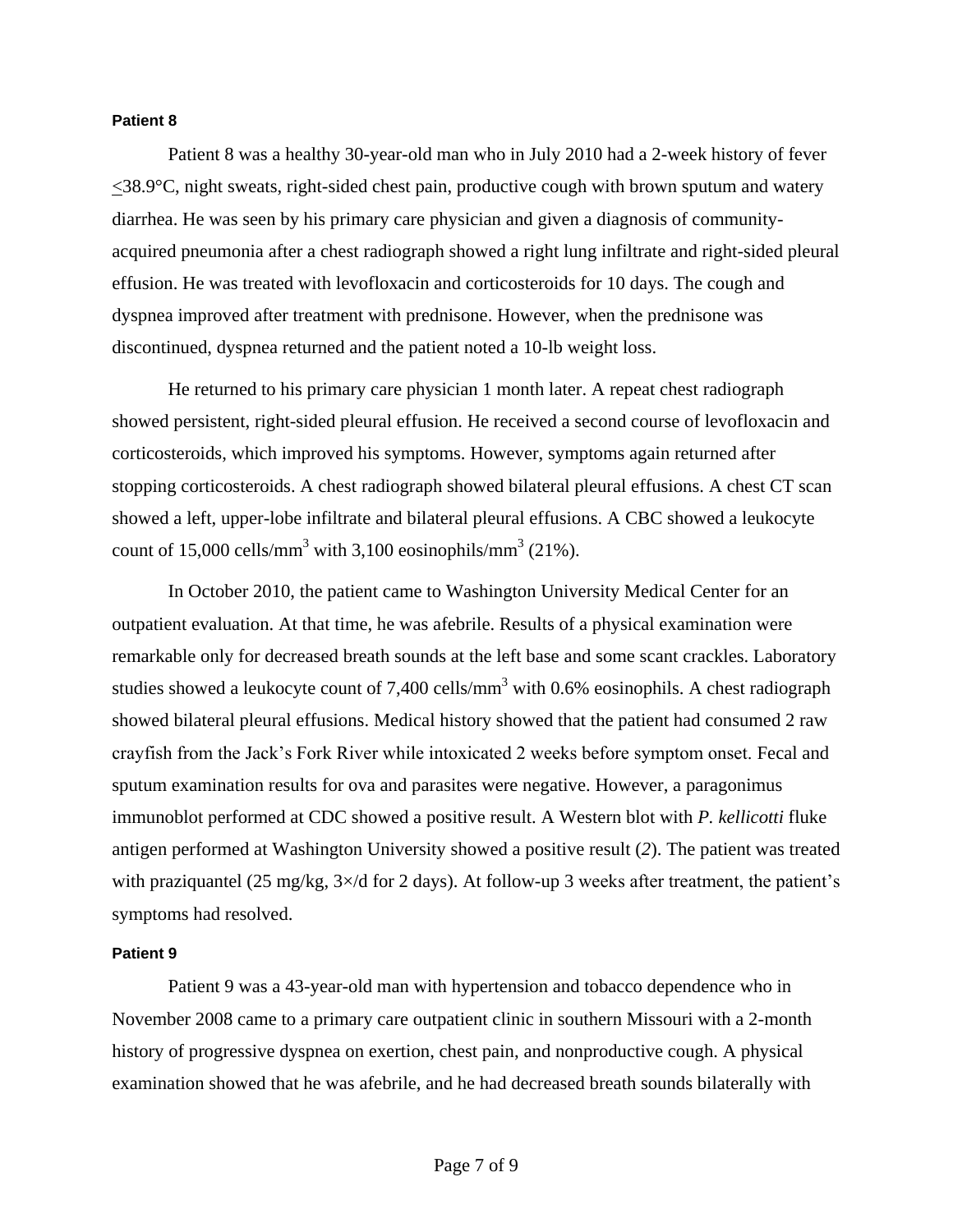**Patient 8**

Patient 8 was a healthy 30-year-old man who in July 2010 had a 2-week history of fever ≤38.9°C, night sweats, right-sided chest pain, productive cough with brown sputum and watery diarrhea. He was seen by his primary care physician and given a diagnosis of community-acquired pneumonia after a chest radiograph showed a right lung infiltrate and right-sided pleural effusion. He was treated with levofloxacin and corticosteroids for 10 days. The cough and dyspnea improved after treatment with prednisone. However, when the prednisone was discontinued, dyspnea returned and the patient noted a 10-lb weight loss.

He returned to his primary care physician 1 month later. A repeat chest radiograph showed persistent, right-sided pleural effusion. He received a second course of levofloxacin and corticosteroids, which improved his symptoms. However, symptoms again returned after stopping corticosteroids. A chest radiograph showed bilateral pleural effusions. A chest CT scan showed a left, upper-lobe infiltrate and bilateral pleural effusions. A CBC showed a leukocyte count of 15,000 cells/mm$^3$ with 3,100 eosinophils/mm$^3$ (21%).

In October 2010, the patient came to Washington University Medical Center for an outpatient evaluation. At that time, he was afebrile. Results of a physical examination were remarkable only for decreased breath sounds at the left base and some scant crackles. Laboratory studies showed a leukocyte count of 7,400 cells/mm$^3$ with 0.6% eosinophils. A chest radiograph showed bilateral pleural effusions. Medical history showed that the patient had consumed 2 raw crayfish from the Jack's Fork River while intoxicated 2 weeks before symptom onset. Fecal and sputum examination results for ova and parasites were negative. However, a paragonimus immunoblot performed at CDC showed a positive result. A Western blot with *P. kellicotti* fluke antigen performed at Washington University showed a positive result (*2*). The patient was treated with praziquantel (25 mg/kg, 3×/d for 2 days). At follow-up 3 weeks after treatment, the patient's symptoms had resolved.

**Patient 9**

Patient 9 was a 43-year-old man with hypertension and tobacco dependence who in November 2008 came to a primary care outpatient clinic in southern Missouri with a 2-month history of progressive dyspnea on exertion, chest pain, and nonproductive cough. A physical examination showed that he was afebrile, and he had decreased breath sounds bilaterally with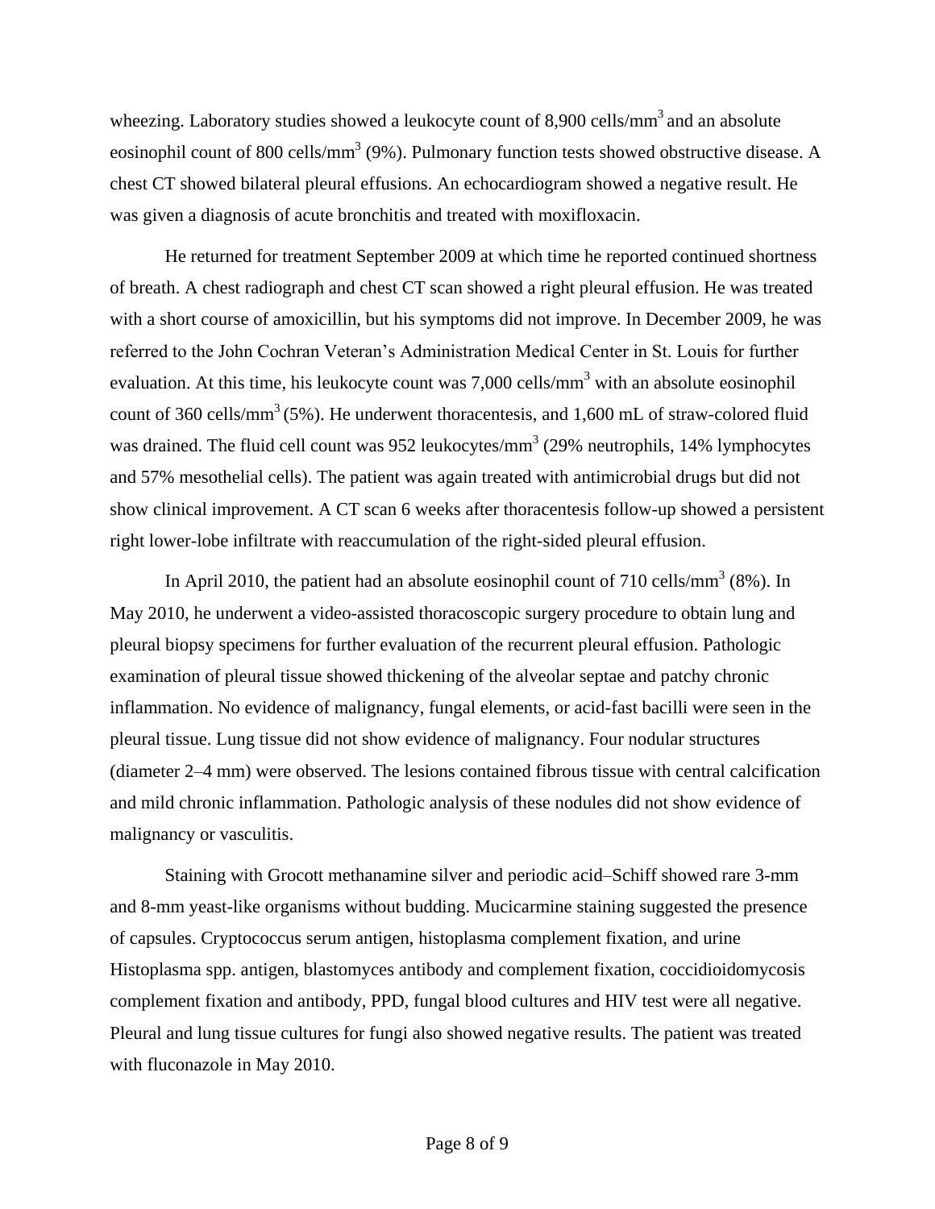wheezing. Laboratory studies showed a leukocyte count of 8,900 cells/mm$^3$ and an absolute eosinophil count of 800 cells/mm$^3$ (9%). Pulmonary function tests showed obstructive disease. A chest CT showed bilateral pleural effusions. An echocardiogram showed a negative result. He was given a diagnosis of acute bronchitis and treated with moxifloxacin.

He returned for treatment September 2009 at which time he reported continued shortness of breath. A chest radiograph and chest CT scan showed a right pleural effusion. He was treated with a short course of amoxicillin, but his symptoms did not improve. In December 2009, he was referred to the John Cochran Veteran's Administration Medical Center in St. Louis for further evaluation. At this time, his leukocyte count was 7,000 cells/mm$^3$ with an absolute eosinophil count of 360 cells/mm$^3$ (5%). He underwent thoracentesis, and 1,600 mL of straw-colored fluid was drained. The fluid cell count was 952 leukocytes/mm$^3$ (29% neutrophils, 14% lymphocytes and 57% mesothelial cells). The patient was again treated with antimicrobial drugs but did not show clinical improvement. A CT scan 6 weeks after thoracentesis follow-up showed a persistent right lower-lobe infiltrate with reaccumulation of the right-sided pleural effusion.

In April 2010, the patient had an absolute eosinophil count of 710 cells/mm$^3$ (8%). In May 2010, he underwent a video-assisted thoracoscopic surgery procedure to obtain lung and pleural biopsy specimens for further evaluation of the recurrent pleural effusion. Pathologic examination of pleural tissue showed thickening of the alveolar septae and patchy chronic inflammation. No evidence of malignancy, fungal elements, or acid-fast bacilli were seen in the pleural tissue. Lung tissue did not show evidence of malignancy. Four nodular structures (diameter 2–4 mm) were observed. The lesions contained fibrous tissue with central calcification and mild chronic inflammation. Pathologic analysis of these nodules did not show evidence of malignancy or vasculitis.

Staining with Grocott methanamine silver and periodic acid–Schiff showed rare 3-mm and 8-mm yeast-like organisms without budding. Mucicarmine staining suggested the presence of capsules. Cryptococcus serum antigen, histoplasma complement fixation, and urine Histoplasma spp. antigen, blastomyces antibody and complement fixation, coccidioidomycosis complement fixation and antibody, PPD, fungal blood cultures and HIV test were all negative. Pleural and lung tissue cultures for fungi also showed negative results. The patient was treated with fluconazole in May 2010.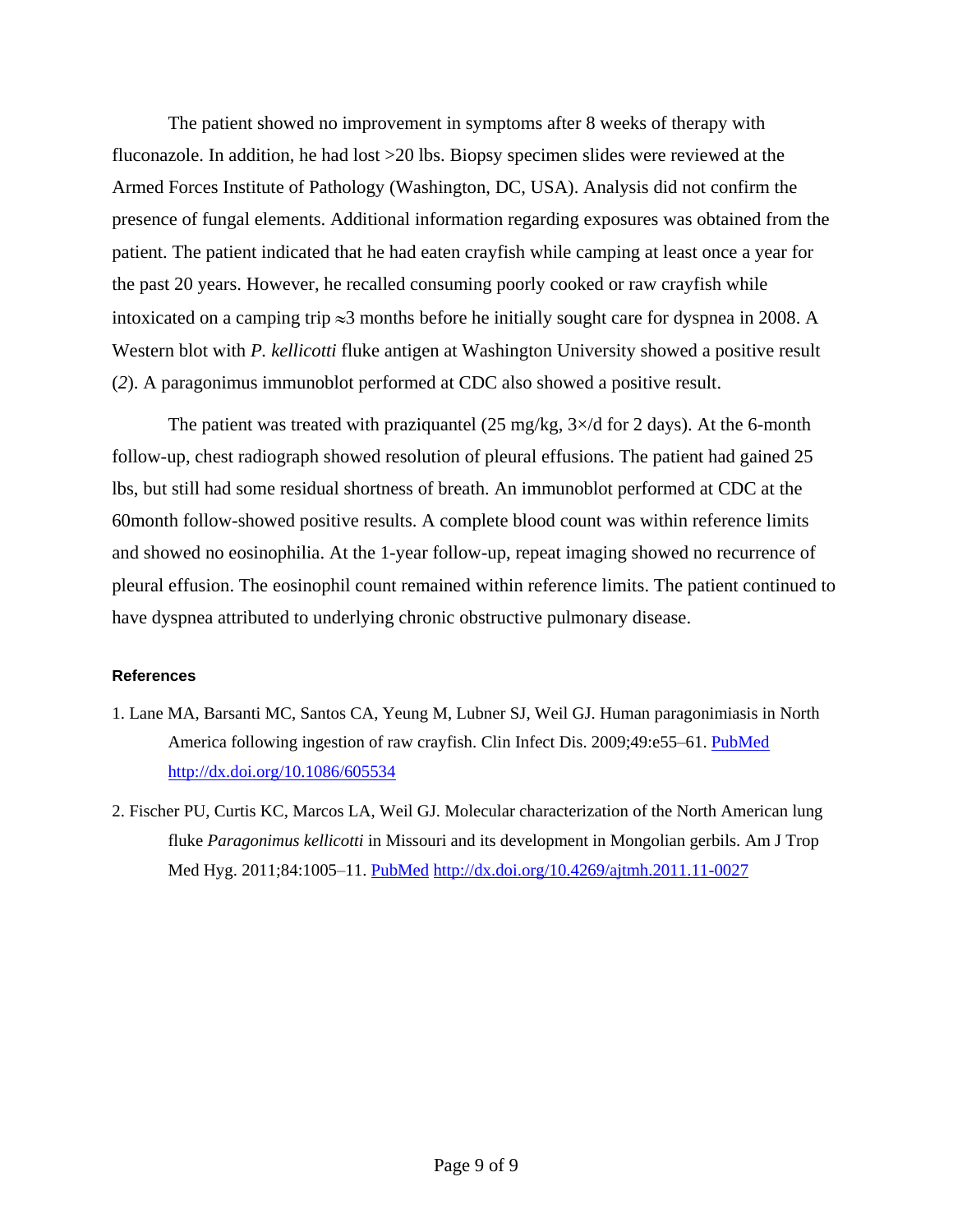The patient showed no improvement in symptoms after 8 weeks of therapy with fluconazole. In addition, he had lost >20 lbs. Biopsy specimen slides were reviewed at the Armed Forces Institute of Pathology (Washington, DC, USA). Analysis did not confirm the presence of fungal elements. Additional information regarding exposures was obtained from the patient. The patient indicated that he had eaten crayfish while camping at least once a year for the past 20 years. However, he recalled consuming poorly cooked or raw crayfish while intoxicated on a camping trip ≈3 months before he initially sought care for dyspnea in 2008. A Western blot with *P. kellicotti* fluke antigen at Washington University showed a positive result (*2*). A paragonimus immunoblot performed at CDC also showed a positive result.

The patient was treated with praziquantel (25 mg/kg, 3×/d for 2 days). At the 6-month follow-up, chest radiograph showed resolution of pleural effusions. The patient had gained 25 lbs, but still had some residual shortness of breath. An immunoblot performed at CDC at the 60month follow-showed positive results. A complete blood count was within reference limits and showed no eosinophilia. At the 1-year follow-up, repeat imaging showed no recurrence of pleural effusion. The eosinophil count remained within reference limits. The patient continued to have dyspnea attributed to underlying chronic obstructive pulmonary disease.

#### References

1. Lane MA, Barsanti MC, Santos CA, Yeung M, Lubner SJ, Weil GJ. Human paragonimiasis in North America following ingestion of raw crayfish. Clin Infect Dis. 2009;49:e55–61. PubMed http://dx.doi.org/10.1086/605534

2. Fischer PU, Curtis KC, Marcos LA, Weil GJ. Molecular characterization of the North American lung fluke *Paragonimus kellicotti* in Missouri and its development in Mongolian gerbils. Am J Trop Med Hyg. 2011;84:1005–11. PubMed http://dx.doi.org/10.4269/ajtmh.2011.11-0027